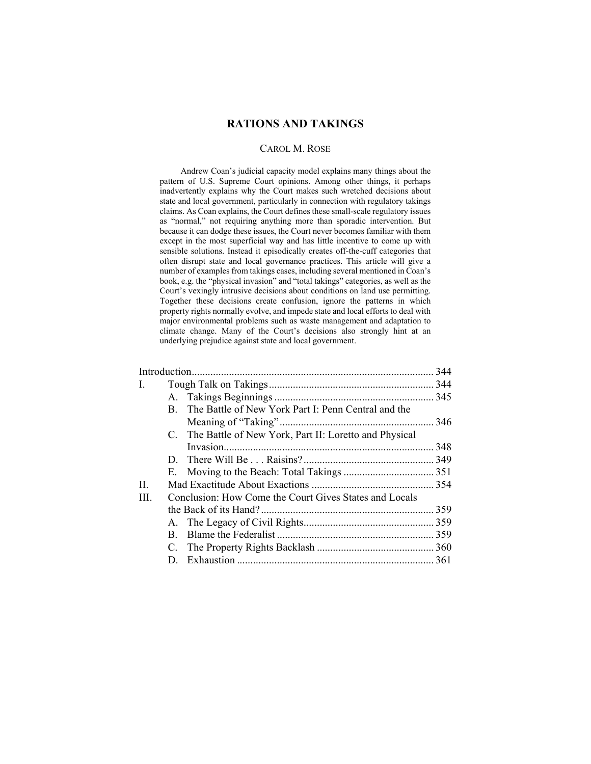# RATIONS AND TAKINGS

CAROL M. ROSE

Andrew Coan's judicial capacity model explains many things about the pattern of U.S. Supreme Court opinions. Among other things, it perhaps inadvertently explains why the Court makes such wretched decisions about state and local government, particularly in connection with regulatory takings claims. As Coan explains, the Court defines these small-scale regulatory issues as "normal," not requiring anything more than sporadic intervention. But because it can dodge these issues, the Court never becomes familiar with them except in the most superficial way and has little incentive to come up with sensible solutions. Instead it episodically creates off-the-cuff categories that often disrupt state and local governance practices. This article will give a number of examples from takings cases, including several mentioned in Coan's book, e.g. the "physical invasion" and "total takings" categories, as well as the Court's vexingly intrusive decisions about conditions on land use permitting. Together these decisions create confusion, ignore the patterns in which property rights normally evolve, and impede state and local efforts to deal with major environmental problems such as waste management and adaptation to climate change. Many of the Court's decisions also strongly hint at an underlying prejudice against state and local government.

| | | | |
|---|---|---|---|
| Introduction | | | 344 |
| I. | Tough Talk on Takings | | 344 |
| | A. | Takings Beginnings | 345 |
| | B. | The Battle of New York Part I: Penn Central and the Meaning of "Taking" | 346 |
| | C. | The Battle of New York, Part II: Loretto and Physical Invasion | 348 |
| | D. | There Will Be . . . Raisins? | 349 |
| | E. | Moving to the Beach: Total Takings | 351 |
| II. | Mad Exactitude About Exactions | | 354 |
| III. | Conclusion: How Come the Court Gives States and Locals the Back of its Hand? | | 359 |
| | A. | The Legacy of Civil Rights | 359 |
| | B. | Blame the Federalist | 359 |
| | C. | The Property Rights Backlash | 360 |
| | D. | Exhaustion | 361 |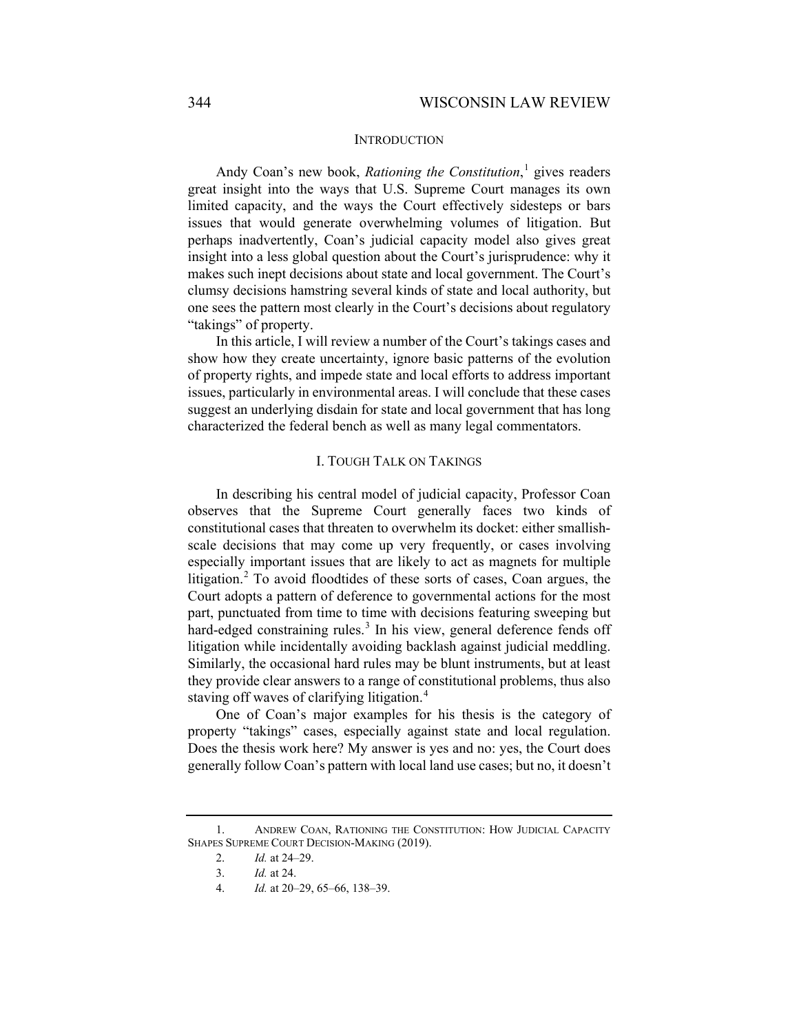## INTRODUCTION

Andy Coan's new book, *Rationing the Constitution*,[1] gives readers great insight into the ways that U.S. Supreme Court manages its own limited capacity, and the ways the Court effectively sidesteps or bars issues that would generate overwhelming volumes of litigation. But perhaps inadvertently, Coan's judicial capacity model also gives great insight into a less global question about the Court's jurisprudence: why it makes such inept decisions about state and local government. The Court's clumsy decisions hamstring several kinds of state and local authority, but one sees the pattern most clearly in the Court's decisions about regulatory "takings" of property.

In this article, I will review a number of the Court's takings cases and show how they create uncertainty, ignore basic patterns of the evolution of property rights, and impede state and local efforts to address important issues, particularly in environmental areas. I will conclude that these cases suggest an underlying disdain for state and local government that has long characterized the federal bench as well as many legal commentators.

## I. TOUGH TALK ON TAKINGS

In describing his central model of judicial capacity, Professor Coan observes that the Supreme Court generally faces two kinds of constitutional cases that threaten to overwhelm its docket: either smallish-scale decisions that may come up very frequently, or cases involving especially important issues that are likely to act as magnets for multiple litigation.[2] To avoid floodtides of these sorts of cases, Coan argues, the Court adopts a pattern of deference to governmental actions for the most part, punctuated from time to time with decisions featuring sweeping but hard-edged constraining rules.[3] In his view, general deference fends off litigation while incidentally avoiding backlash against judicial meddling. Similarly, the occasional hard rules may be blunt instruments, but at least they provide clear answers to a range of constitutional problems, thus also staving off waves of clarifying litigation.[4]

One of Coan's major examples for his thesis is the category of property "takings" cases, especially against state and local regulation. Does the thesis work here? My answer is yes and no: yes, the Court does generally follow Coan's pattern with local land use cases; but no, it doesn't

---

1. ANDREW COAN, RATIONING THE CONSTITUTION: HOW JUDICIAL CAPACITY SHAPES SUPREME COURT DECISION-MAKING (2019).
2. *Id.* at 24–29.
3. *Id.* at 24.
4. *Id.* at 20–29, 65–66, 138–39.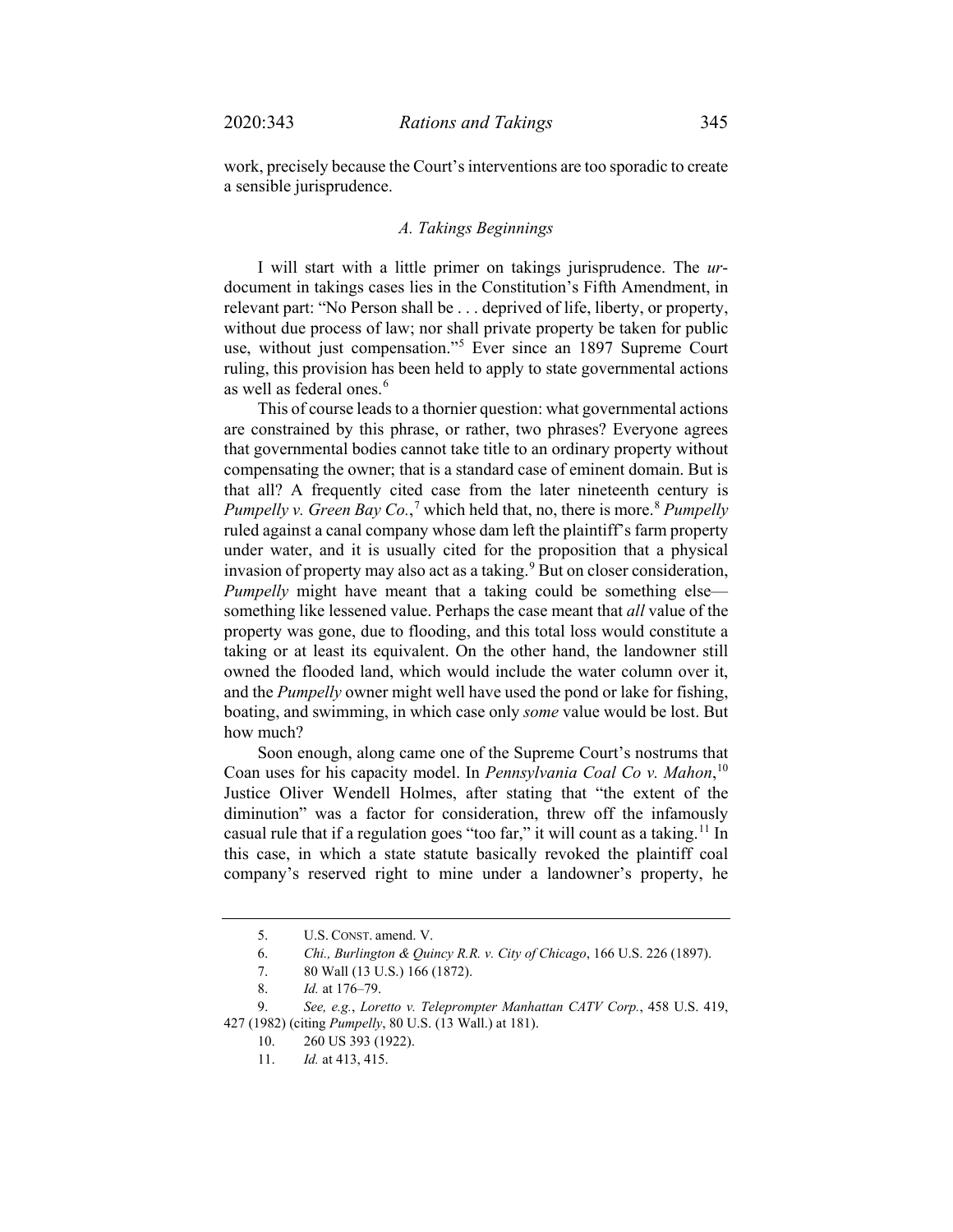work, precisely because the Court's interventions are too sporadic to create a sensible jurisprudence.

### *A. Takings Beginnings*

I will start with a little primer on takings jurisprudence. The *ur*-document in takings cases lies in the Constitution's Fifth Amendment, in relevant part: "No Person shall be . . . deprived of life, liberty, or property, without due process of law; nor shall private property be taken for public use, without just compensation."[5] Ever since an 1897 Supreme Court ruling, this provision has been held to apply to state governmental actions as well as federal ones.[6]

This of course leads to a thornier question: what governmental actions are constrained by this phrase, or rather, two phrases? Everyone agrees that governmental bodies cannot take title to an ordinary property without compensating the owner; that is a standard case of eminent domain. But is that all? A frequently cited case from the later nineteenth century is *Pumpelly v. Green Bay Co.*,[7] which held that, no, there is more.[8] *Pumpelly* ruled against a canal company whose dam left the plaintiff's farm property under water, and it is usually cited for the proposition that a physical invasion of property may also act as a taking.[9] But on closer consideration, *Pumpelly* might have meant that a taking could be something else—something like lessened value. Perhaps the case meant that *all* value of the property was gone, due to flooding, and this total loss would constitute a taking or at least its equivalent. On the other hand, the landowner still owned the flooded land, which would include the water column over it, and the *Pumpelly* owner might well have used the pond or lake for fishing, boating, and swimming, in which case only *some* value would be lost. But how much?

Soon enough, along came one of the Supreme Court's nostrums that Coan uses for his capacity model. In *Pennsylvania Coal Co v. Mahon*,[10] Justice Oliver Wendell Holmes, after stating that "the extent of the diminution" was a factor for consideration, threw off the infamously casual rule that if a regulation goes "too far," it will count as a taking.[11] In this case, in which a state statute basically revoked the plaintiff coal company's reserved right to mine under a landowner's property, he

---

5. U.S. CONST. amend. V.
6. *Chi., Burlington & Quincy R.R. v. City of Chicago*, 166 U.S. 226 (1897).
7. 80 Wall (13 U.S.) 166 (1872).
8. *Id.* at 176–79.
9. *See, e.g.*, *Loretto v. Teleprompter Manhattan CATV Corp.*, 458 U.S. 419, 427 (1982) (citing *Pumpelly*, 80 U.S. (13 Wall.) at 181).
10. 260 US 393 (1922).
11. *Id.* at 413, 415.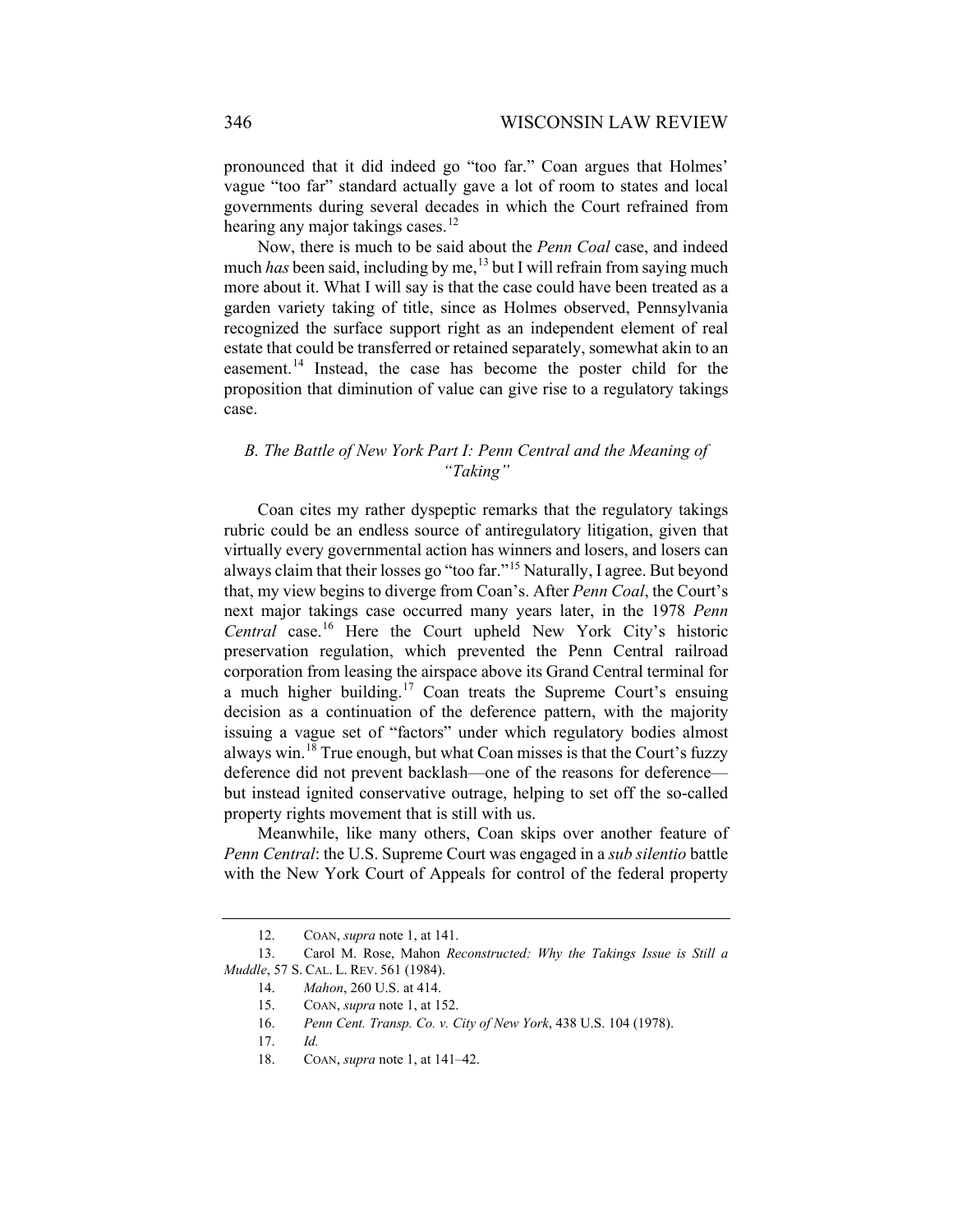pronounced that it did indeed go "too far." Coan argues that Holmes' vague "too far" standard actually gave a lot of room to states and local governments during several decades in which the Court refrained from hearing any major takings cases.[12]

Now, there is much to be said about the *Penn Coal* case, and indeed much *has* been said, including by me,[13] but I will refrain from saying much more about it. What I will say is that the case could have been treated as a garden variety taking of title, since as Holmes observed, Pennsylvania recognized the surface support right as an independent element of real estate that could be transferred or retained separately, somewhat akin to an easement.[14] Instead, the case has become the poster child for the proposition that diminution of value can give rise to a regulatory takings case.

### *B. The Battle of New York Part I: Penn Central and the Meaning of "Taking"*

Coan cites my rather dyspeptic remarks that the regulatory takings rubric could be an endless source of antiregulatory litigation, given that virtually every governmental action has winners and losers, and losers can always claim that their losses go "too far."[15] Naturally, I agree. But beyond that, my view begins to diverge from Coan's. After *Penn Coal*, the Court's next major takings case occurred many years later, in the 1978 *Penn Central* case.[16] Here the Court upheld New York City's historic preservation regulation, which prevented the Penn Central railroad corporation from leasing the airspace above its Grand Central terminal for a much higher building.[17] Coan treats the Supreme Court's ensuing decision as a continuation of the deference pattern, with the majority issuing a vague set of "factors" under which regulatory bodies almost always win.[18] True enough, but what Coan misses is that the Court's fuzzy deference did not prevent backlash—one of the reasons for deference—but instead ignited conservative outrage, helping to set off the so-called property rights movement that is still with us.

Meanwhile, like many others, Coan skips over another feature of *Penn Central*: the U.S. Supreme Court was engaged in a *sub silentio* battle with the New York Court of Appeals for control of the federal property

---

12. COAN, *supra* note 1, at 141.

13. Carol M. Rose, Mahon *Reconstructed: Why the Takings Issue is Still a Muddle*, 57 S. CAL. L. REV. 561 (1984).

14. *Mahon*, 260 U.S. at 414.

15. COAN, *supra* note 1, at 152.

16. *Penn Cent. Transp. Co. v. City of New York*, 438 U.S. 104 (1978).

17. *Id.*

18. COAN, *supra* note 1, at 141–42.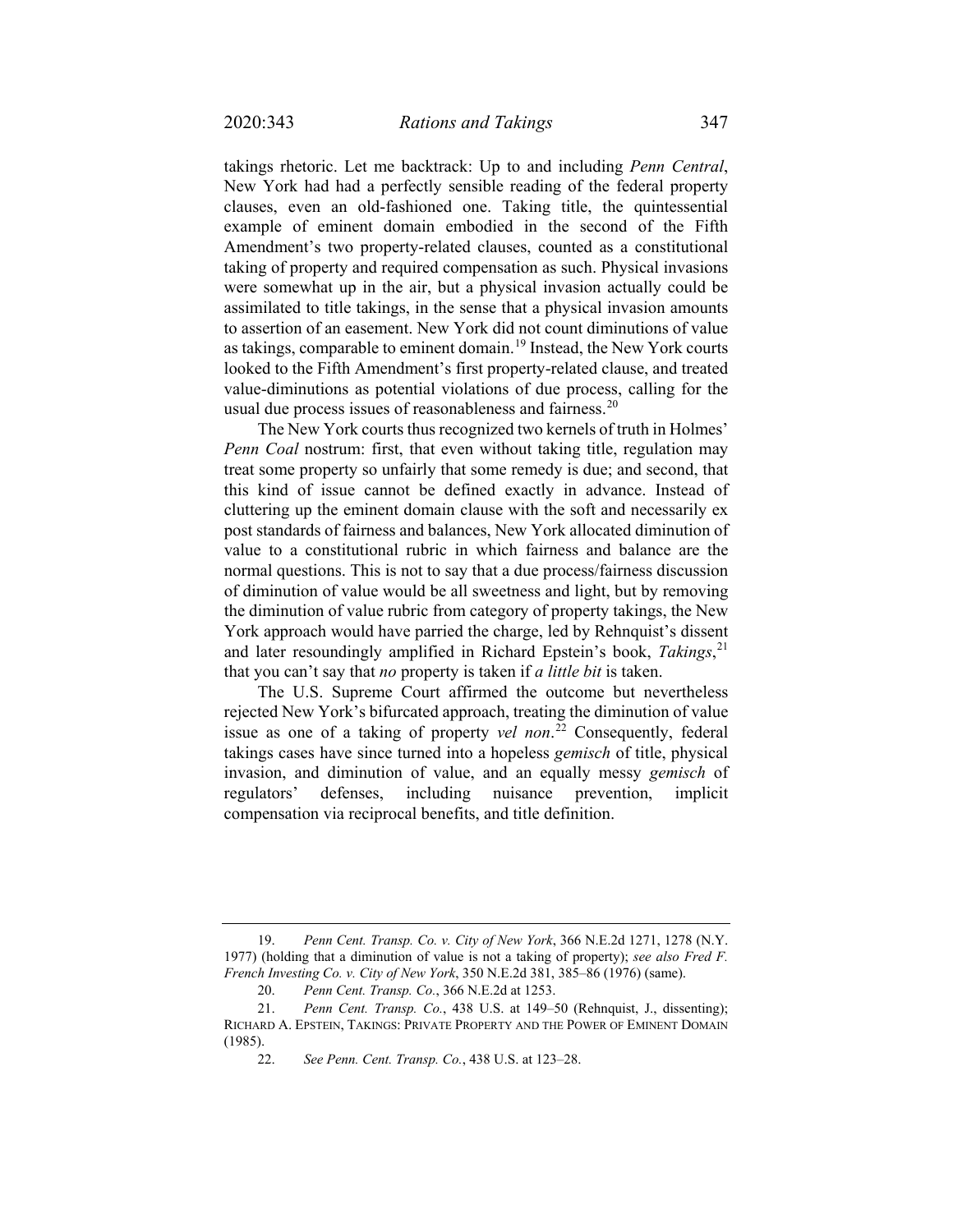takings rhetoric. Let me backtrack: Up to and including *Penn Central*, New York had had a perfectly sensible reading of the federal property clauses, even an old-fashioned one. Taking title, the quintessential example of eminent domain embodied in the second of the Fifth Amendment's two property-related clauses, counted as a constitutional taking of property and required compensation as such. Physical invasions were somewhat up in the air, but a physical invasion actually could be assimilated to title takings, in the sense that a physical invasion amounts to assertion of an easement. New York did not count diminutions of value as takings, comparable to eminent domain.[19] Instead, the New York courts looked to the Fifth Amendment's first property-related clause, and treated value-diminutions as potential violations of due process, calling for the usual due process issues of reasonableness and fairness.[20]

The New York courts thus recognized two kernels of truth in Holmes' *Penn Coal* nostrum: first, that even without taking title, regulation may treat some property so unfairly that some remedy is due; and second, that this kind of issue cannot be defined exactly in advance. Instead of cluttering up the eminent domain clause with the soft and necessarily ex post standards of fairness and balances, New York allocated diminution of value to a constitutional rubric in which fairness and balance are the normal questions. This is not to say that a due process/fairness discussion of diminution of value would be all sweetness and light, but by removing the diminution of value rubric from category of property takings, the New York approach would have parried the charge, led by Rehnquist's dissent and later resoundingly amplified in Richard Epstein's book, *Takings*,[21] that you can't say that *no* property is taken if *a little bit* is taken.

The U.S. Supreme Court affirmed the outcome but nevertheless rejected New York's bifurcated approach, treating the diminution of value issue as one of a taking of property *vel non*.[22] Consequently, federal takings cases have since turned into a hopeless *gemisch* of title, physical invasion, and diminution of value, and an equally messy *gemisch* of regulators' defenses, including nuisance prevention, implicit compensation via reciprocal benefits, and title definition.

---

19. *Penn Cent. Transp. Co. v. City of New York*, 366 N.E.2d 1271, 1278 (N.Y. 1977) (holding that a diminution of value is not a taking of property); *see also Fred F. French Investing Co. v. City of New York*, 350 N.E.2d 381, 385–86 (1976) (same).

20. *Penn Cent. Transp. Co.*, 366 N.E.2d at 1253.

21. *Penn Cent. Transp. Co.*, 438 U.S. at 149–50 (Rehnquist, J., dissenting); RICHARD A. EPSTEIN, TAKINGS: PRIVATE PROPERTY AND THE POWER OF EMINENT DOMAIN (1985).

22. *See Penn. Cent. Transp. Co.*, 438 U.S. at 123–28.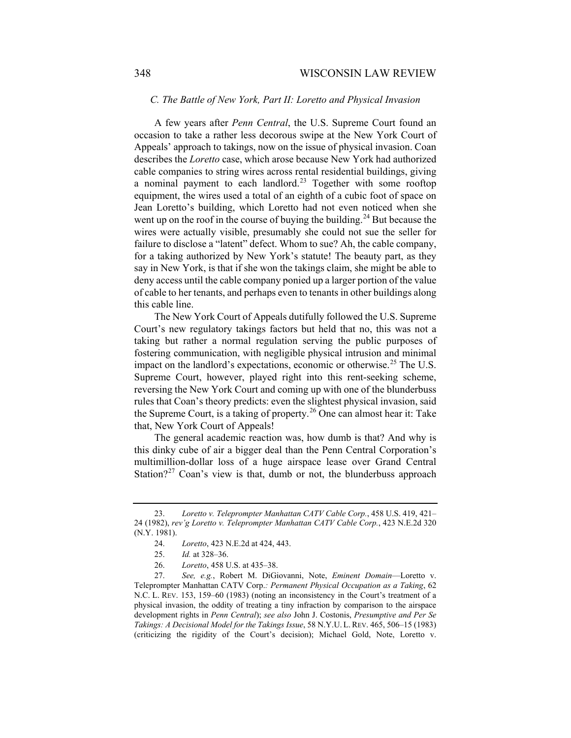### *C. The Battle of New York, Part II: Loretto and Physical Invasion*

A few years after *Penn Central*, the U.S. Supreme Court found an occasion to take a rather less decorous swipe at the New York Court of Appeals' approach to takings, now on the issue of physical invasion. Coan describes the *Loretto* case, which arose because New York had authorized cable companies to string wires across rental residential buildings, giving a nominal payment to each landlord.[23] Together with some rooftop equipment, the wires used a total of an eighth of a cubic foot of space on Jean Loretto's building, which Loretto had not even noticed when she went up on the roof in the course of buying the building.[24] But because the wires were actually visible, presumably she could not sue the seller for failure to disclose a "latent" defect. Whom to sue? Ah, the cable company, for a taking authorized by New York's statute! The beauty part, as they say in New York, is that if she won the takings claim, she might be able to deny access until the cable company ponied up a larger portion of the value of cable to her tenants, and perhaps even to tenants in other buildings along this cable line.

The New York Court of Appeals dutifully followed the U.S. Supreme Court's new regulatory takings factors but held that no, this was not a taking but rather a normal regulation serving the public purposes of fostering communication, with negligible physical intrusion and minimal impact on the landlord's expectations, economic or otherwise.[25] The U.S. Supreme Court, however, played right into this rent-seeking scheme, reversing the New York Court and coming up with one of the blunderbuss rules that Coan's theory predicts: even the slightest physical invasion, said the Supreme Court, is a taking of property.[26] One can almost hear it: Take that, New York Court of Appeals!

The general academic reaction was, how dumb is that? And why is this dinky cube of air a bigger deal than the Penn Central Corporation's multimillion-dollar loss of a huge airspace lease over Grand Central Station?[27] Coan's view is that, dumb or not, the blunderbuss approach

---

23. *Loretto v. Teleprompter Manhattan CATV Cable Corp.*, 458 U.S. 419, 421–24 (1982), *rev'g Loretto v. Teleprompter Manhattan CATV Cable Corp.*, 423 N.E.2d 320 (N.Y. 1981).

24. *Loretto*, 423 N.E.2d at 424, 443.

25. *Id.* at 328–36.

26. *Loretto*, 458 U.S. at 435–38.

27. *See, e.g.*, Robert M. DiGiovanni, Note, *Eminent Domain*—Loretto v. Teleprompter Manhattan CATV Corp.*: Permanent Physical Occupation as a Taking*, 62 N.C. L. REV. 153, 159–60 (1983) (noting an inconsistency in the Court's treatment of a physical invasion, the oddity of treating a tiny infraction by comparison to the airspace development rights in *Penn Central*); *see also* John J. Costonis, *Presumptive and Per Se Takings: A Decisional Model for the Takings Issue*, 58 N.Y.U. L. REV. 465, 506–15 (1983) (criticizing the rigidity of the Court's decision); Michael Gold, Note, Loretto v.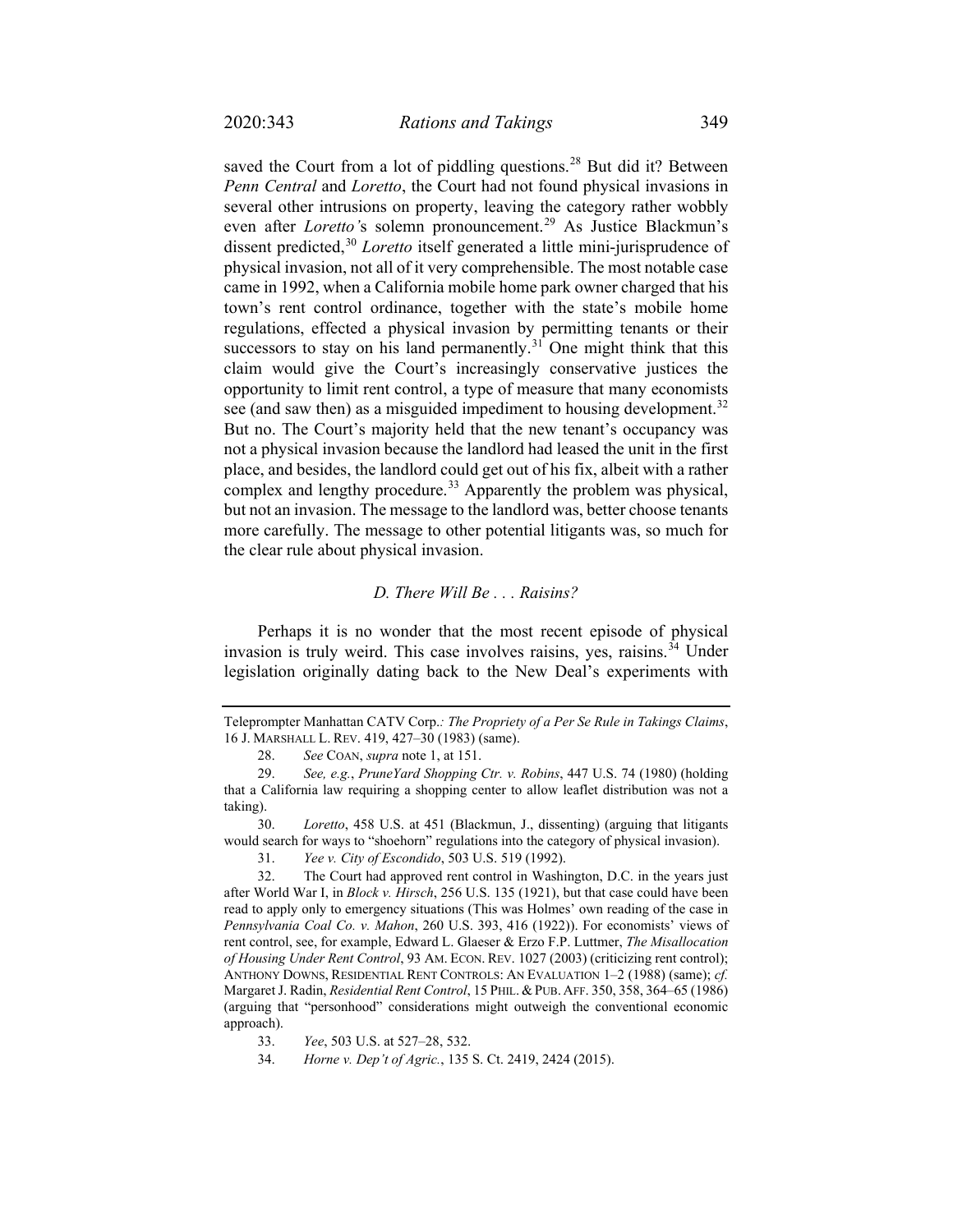saved the Court from a lot of piddling questions.[28] But did it? Between *Penn Central* and *Loretto*, the Court had not found physical invasions in several other intrusions on property, leaving the category rather wobbly even after *Loretto's* solemn pronouncement.[29] As Justice Blackmun's dissent predicted,[30] *Loretto* itself generated a little mini-jurisprudence of physical invasion, not all of it very comprehensible. The most notable case came in 1992, when a California mobile home park owner charged that his town's rent control ordinance, together with the state's mobile home regulations, effected a physical invasion by permitting tenants or their successors to stay on his land permanently.[31] One might think that this claim would give the Court's increasingly conservative justices the opportunity to limit rent control, a type of measure that many economists see (and saw then) as a misguided impediment to housing development.[32] But no. The Court's majority held that the new tenant's occupancy was not a physical invasion because the landlord had leased the unit in the first place, and besides, the landlord could get out of his fix, albeit with a rather complex and lengthy procedure.[33] Apparently the problem was physical, but not an invasion. The message to the landlord was, better choose tenants more carefully. The message to other potential litigants was, so much for the clear rule about physical invasion.

### *D. There Will Be . . . Raisins?*

Perhaps it is no wonder that the most recent episode of physical invasion is truly weird. This case involves raisins, yes, raisins.[34] Under legislation originally dating back to the New Deal's experiments with

---

Teleprompter Manhattan CATV Corp.*: The Propriety of a Per Se Rule in Takings Claims*, 16 J. MARSHALL L. REV. 419, 427–30 (1983) (same).

28. *See* COAN, *supra* note 1, at 151.

29. *See, e.g.*, *PruneYard Shopping Ctr. v. Robins*, 447 U.S. 74 (1980) (holding that a California law requiring a shopping center to allow leaflet distribution was not a taking).

30. *Loretto*, 458 U.S. at 451 (Blackmun, J., dissenting) (arguing that litigants would search for ways to "shoehorn" regulations into the category of physical invasion).

31. *Yee v. City of Escondido*, 503 U.S. 519 (1992).

32. The Court had approved rent control in Washington, D.C. in the years just after World War I, in *Block v. Hirsch*, 256 U.S. 135 (1921), but that case could have been read to apply only to emergency situations (This was Holmes' own reading of the case in *Pennsylvania Coal Co. v. Mahon*, 260 U.S. 393, 416 (1922)). For economists' views of rent control, see, for example, Edward L. Glaeser & Erzo F.P. Luttmer, *The Misallocation of Housing Under Rent Control*, 93 AM. ECON. REV. 1027 (2003) (criticizing rent control); ANTHONY DOWNS, RESIDENTIAL RENT CONTROLS: AN EVALUATION 1–2 (1988) (same); *cf.* Margaret J. Radin, *Residential Rent Control*, 15 PHIL. & PUB. AFF. 350, 358, 364–65 (1986) (arguing that "personhood" considerations might outweigh the conventional economic approach).

33. *Yee*, 503 U.S. at 527–28, 532.

34. *Horne v. Dep't of Agric.*, 135 S. Ct. 2419, 2424 (2015).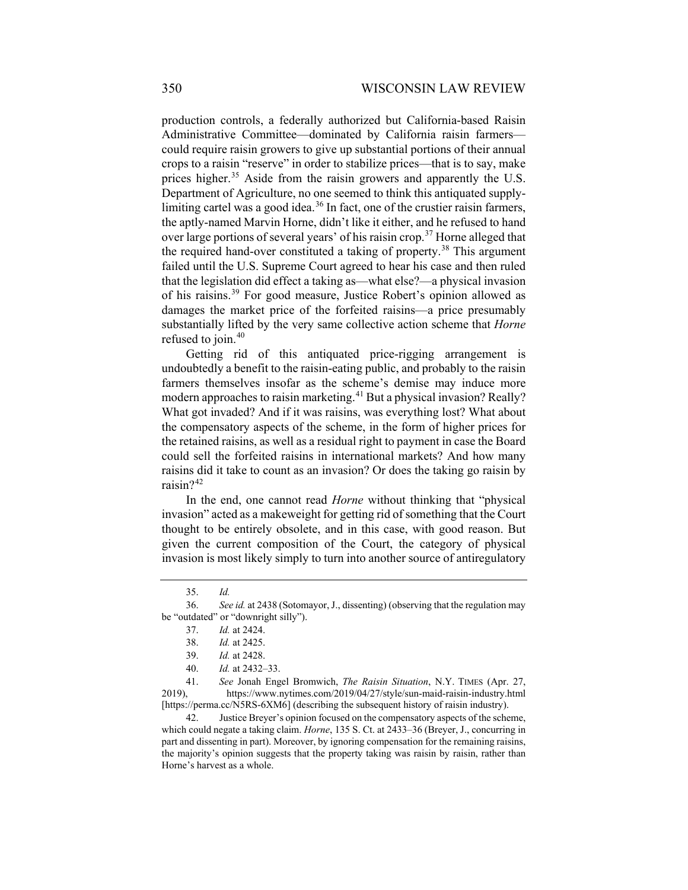production controls, a federally authorized but California-based Raisin Administrative Committee—dominated by California raisin farmers—could require raisin growers to give up substantial portions of their annual crops to a raisin "reserve" in order to stabilize prices—that is to say, make prices higher.[35] Aside from the raisin growers and apparently the U.S. Department of Agriculture, no one seemed to think this antiquated supply-limiting cartel was a good idea.[36] In fact, one of the crustier raisin farmers, the aptly-named Marvin Horne, didn't like it either, and he refused to hand over large portions of several years' of his raisin crop.[37] Horne alleged that the required hand-over constituted a taking of property.[38] This argument failed until the U.S. Supreme Court agreed to hear his case and then ruled that the legislation did effect a taking as—what else?—a physical invasion of his raisins.[39] For good measure, Justice Robert's opinion allowed as damages the market price of the forfeited raisins—a price presumably substantially lifted by the very same collective action scheme that *Horne* refused to join.[40]

Getting rid of this antiquated price-rigging arrangement is undoubtedly a benefit to the raisin-eating public, and probably to the raisin farmers themselves insofar as the scheme's demise may induce more modern approaches to raisin marketing.[41] But a physical invasion? Really? What got invaded? And if it was raisins, was everything lost? What about the compensatory aspects of the scheme, in the form of higher prices for the retained raisins, as well as a residual right to payment in case the Board could sell the forfeited raisins in international markets? And how many raisins did it take to count as an invasion? Or does the taking go raisin by raisin?[42]

In the end, one cannot read *Horne* without thinking that "physical invasion" acted as a makeweight for getting rid of something that the Court thought to be entirely obsolete, and in this case, with good reason. But given the current composition of the Court, the category of physical invasion is most likely simply to turn into another source of antiregulatory

---

35. *Id.*

36. *See id.* at 2438 (Sotomayor, J., dissenting) (observing that the regulation may be "outdated" or "downright silly").

37. *Id.* at 2424.

38. *Id.* at 2425.

39. *Id.* at 2428.

40. *Id.* at 2432–33.

41. *See* Jonah Engel Bromwich, *The Raisin Situation*, N.Y. TIMES (Apr. 27, 2019), https://www.nytimes.com/2019/04/27/style/sun-maid-raisin-industry.html [https://perma.cc/N5RS-6XM6] (describing the subsequent history of raisin industry).

42. Justice Breyer's opinion focused on the compensatory aspects of the scheme, which could negate a taking claim. *Horne*, 135 S. Ct. at 2433–36 (Breyer, J., concurring in part and dissenting in part). Moreover, by ignoring compensation for the remaining raisins, the majority's opinion suggests that the property taking was raisin by raisin, rather than Horne's harvest as a whole.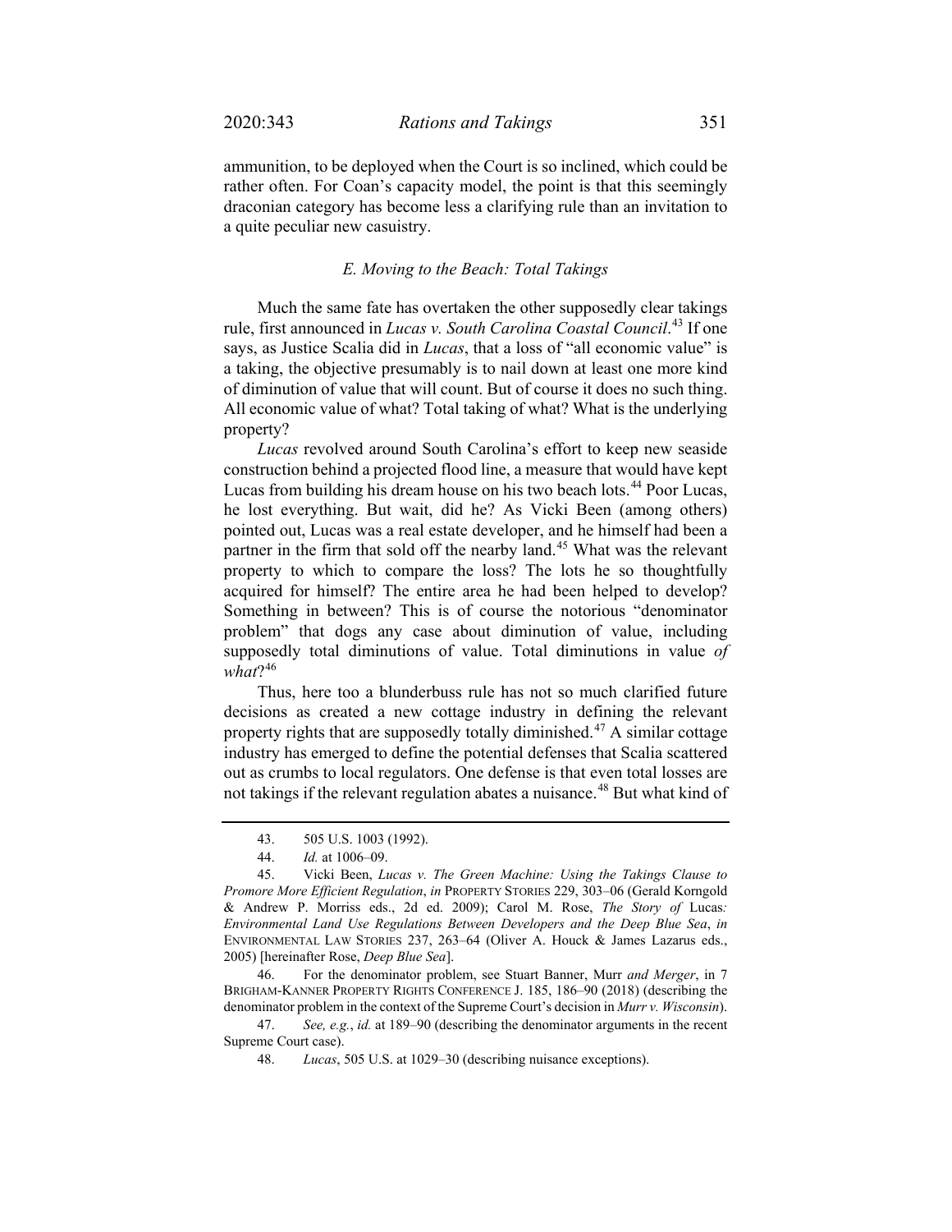ammunition, to be deployed when the Court is so inclined, which could be rather often. For Coan's capacity model, the point is that this seemingly draconian category has become less a clarifying rule than an invitation to a quite peculiar new casuistry.

### *E. Moving to the Beach: Total Takings*

Much the same fate has overtaken the other supposedly clear takings rule, first announced in *Lucas v. South Carolina Coastal Council*.[43] If one says, as Justice Scalia did in *Lucas*, that a loss of "all economic value" is a taking, the objective presumably is to nail down at least one more kind of diminution of value that will count. But of course it does no such thing. All economic value of what? Total taking of what? What is the underlying property?

*Lucas* revolved around South Carolina's effort to keep new seaside construction behind a projected flood line, a measure that would have kept Lucas from building his dream house on his two beach lots.[44] Poor Lucas, he lost everything. But wait, did he? As Vicki Been (among others) pointed out, Lucas was a real estate developer, and he himself had been a partner in the firm that sold off the nearby land.[45] What was the relevant property to which to compare the loss? The lots he so thoughtfully acquired for himself? The entire area he had been helped to develop? Something in between? This is of course the notorious "denominator problem" that dogs any case about diminution of value, including supposedly total diminutions of value. Total diminutions in value *of what*?[46]

Thus, here too a blunderbuss rule has not so much clarified future decisions as created a new cottage industry in defining the relevant property rights that are supposedly totally diminished.[47] A similar cottage industry has emerged to define the potential defenses that Scalia scattered out as crumbs to local regulators. One defense is that even total losses are not takings if the relevant regulation abates a nuisance.[48] But what kind of

---

43. 505 U.S. 1003 (1992).

44. *Id.* at 1006–09.

45. Vicki Been, *Lucas v. The Green Machine: Using the Takings Clause to Promore More Efficient Regulation*, *in* PROPERTY STORIES 229, 303–06 (Gerald Korngold & Andrew P. Morriss eds., 2d ed. 2009); Carol M. Rose, *The Story of* Lucas*: Environmental Land Use Regulations Between Developers and the Deep Blue Sea*, *in* ENVIRONMENTAL LAW STORIES 237, 263–64 (Oliver A. Houck & James Lazarus eds., 2005) [hereinafter Rose, *Deep Blue Sea*].

46. For the denominator problem, see Stuart Banner, Murr *and Merger*, in 7 BRIGHAM-KANNER PROPERTY RIGHTS CONFERENCE J. 185, 186–90 (2018) (describing the denominator problem in the context of the Supreme Court's decision in *Murr v. Wisconsin*).

47. *See, e.g.*, *id.* at 189–90 (describing the denominator arguments in the recent Supreme Court case).

48. *Lucas*, 505 U.S. at 1029–30 (describing nuisance exceptions).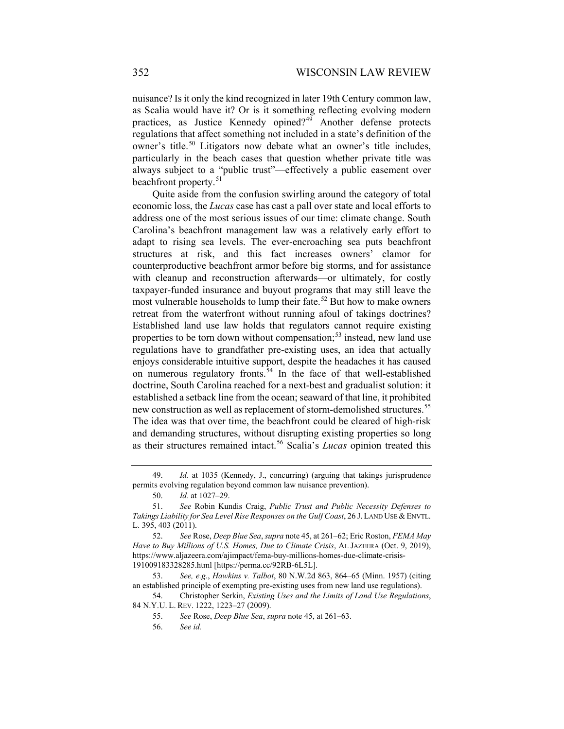nuisance? Is it only the kind recognized in later 19th Century common law, as Scalia would have it? Or is it something reflecting evolving modern practices, as Justice Kennedy opined?[49] Another defense protects regulations that affect something not included in a state's definition of the owner's title.[50] Litigators now debate what an owner's title includes, particularly in the beach cases that question whether private title was always subject to a "public trust"—effectively a public easement over beachfront property.[51]

Quite aside from the confusion swirling around the category of total economic loss, the *Lucas* case has cast a pall over state and local efforts to address one of the most serious issues of our time: climate change. South Carolina's beachfront management law was a relatively early effort to adapt to rising sea levels. The ever-encroaching sea puts beachfront structures at risk, and this fact increases owners' clamor for counterproductive beachfront armor before big storms, and for assistance with cleanup and reconstruction afterwards—or ultimately, for costly taxpayer-funded insurance and buyout programs that may still leave the most vulnerable households to lump their fate.[52] But how to make owners retreat from the waterfront without running afoul of takings doctrines? Established land use law holds that regulators cannot require existing properties to be torn down without compensation;[53] instead, new land use regulations have to grandfather pre-existing uses, an idea that actually enjoys considerable intuitive support, despite the headaches it has caused on numerous regulatory fronts.[54] In the face of that well-established doctrine, South Carolina reached for a next-best and gradualist solution: it established a setback line from the ocean; seaward of that line, it prohibited new construction as well as replacement of storm-demolished structures.[55] The idea was that over time, the beachfront could be cleared of high-risk and demanding structures, without disrupting existing properties so long as their structures remained intact.[56] Scalia's *Lucas* opinion treated this

---

49. *Id.* at 1035 (Kennedy, J., concurring) (arguing that takings jurisprudence permits evolving regulation beyond common law nuisance prevention).

50. *Id.* at 1027–29.

51. *See* Robin Kundis Craig, *Public Trust and Public Necessity Defenses to Takings Liability for Sea Level Rise Responses on the Gulf Coast*, 26 J. LAND USE & ENVTL. L. 395, 403 (2011).

52. *See* Rose, *Deep Blue Sea*, *supra* note 45, at 261–62; Eric Roston, *FEMA May Have to Buy Millions of U.S. Homes, Due to Climate Crisis*, AL JAZEERA (Oct. 9, 2019), https://www.aljazeera.com/ajimpact/fema-buy-millions-homes-due-climate-crisis-191009183328285.html [https://perma.cc/92RB-6L5L].

53. *See, e.g.*, *Hawkins v. Talbot*, 80 N.W.2d 863, 864–65 (Minn. 1957) (citing an established principle of exempting pre-existing uses from new land use regulations).

54. Christopher Serkin, *Existing Uses and the Limits of Land Use Regulations*, 84 N.Y.U. L. REV. 1222, 1223–27 (2009).

55. *See* Rose, *Deep Blue Sea*, *supra* note 45, at 261–63.

56. *See id.*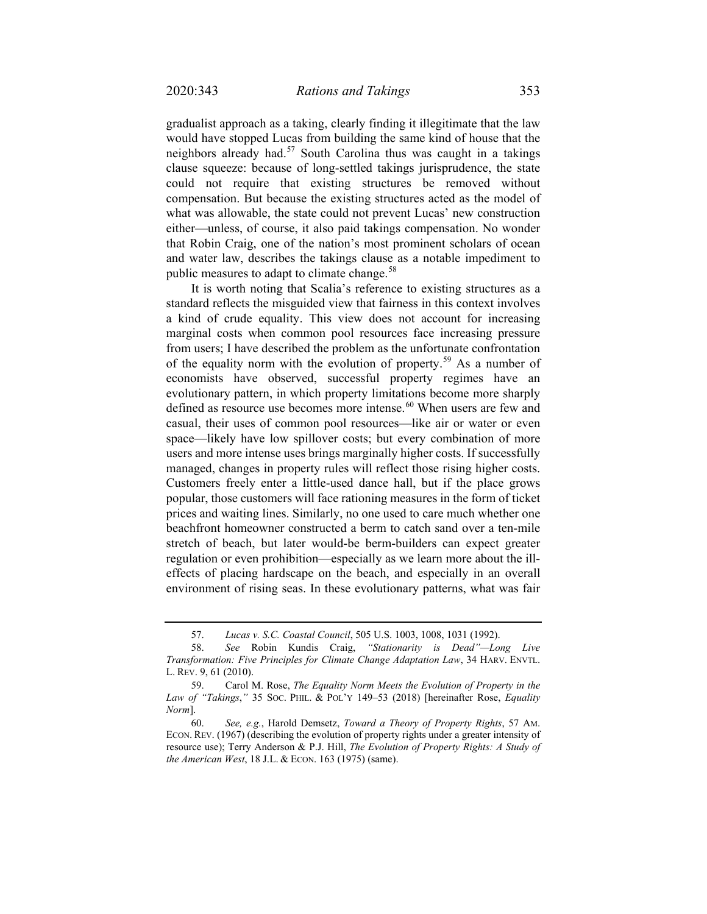gradualist approach as a taking, clearly finding it illegitimate that the law would have stopped Lucas from building the same kind of house that the neighbors already had.[57] South Carolina thus was caught in a takings clause squeeze: because of long-settled takings jurisprudence, the state could not require that existing structures be removed without compensation. But because the existing structures acted as the model of what was allowable, the state could not prevent Lucas' new construction either—unless, of course, it also paid takings compensation. No wonder that Robin Craig, one of the nation's most prominent scholars of ocean and water law, describes the takings clause as a notable impediment to public measures to adapt to climate change.[58]

It is worth noting that Scalia's reference to existing structures as a standard reflects the misguided view that fairness in this context involves a kind of crude equality. This view does not account for increasing marginal costs when common pool resources face increasing pressure from users; I have described the problem as the unfortunate confrontation of the equality norm with the evolution of property.[59] As a number of economists have observed, successful property regimes have an evolutionary pattern, in which property limitations become more sharply defined as resource use becomes more intense.[60] When users are few and casual, their uses of common pool resources—like air or water or even space—likely have low spillover costs; but every combination of more users and more intense uses brings marginally higher costs. If successfully managed, changes in property rules will reflect those rising higher costs. Customers freely enter a little-used dance hall, but if the place grows popular, those customers will face rationing measures in the form of ticket prices and waiting lines. Similarly, no one used to care much whether one beachfront homeowner constructed a berm to catch sand over a ten-mile stretch of beach, but later would-be berm-builders can expect greater regulation or even prohibition—especially as we learn more about the ill-effects of placing hardscape on the beach, and especially in an overall environment of rising seas. In these evolutionary patterns, what was fair

---

57. *Lucas v. S.C. Coastal Council*, 505 U.S. 1003, 1008, 1031 (1992).

58. *See* Robin Kundis Craig, *"Stationarity is Dead"—Long Live Transformation: Five Principles for Climate Change Adaptation Law*, 34 HARV. ENVTL. L. REV. 9, 61 (2010).

59. Carol M. Rose, *The Equality Norm Meets the Evolution of Property in the Law of "Takings*,*"* 35 SOC. PHIL. & POL'Y 149–53 (2018) [hereinafter Rose, *Equality Norm*].

60. *See, e.g.*, Harold Demsetz, *Toward a Theory of Property Rights*, 57 AM. ECON. REV. (1967) (describing the evolution of property rights under a greater intensity of resource use); Terry Anderson & P.J. Hill, *The Evolution of Property Rights: A Study of the American West*, 18 J.L. & ECON. 163 (1975) (same).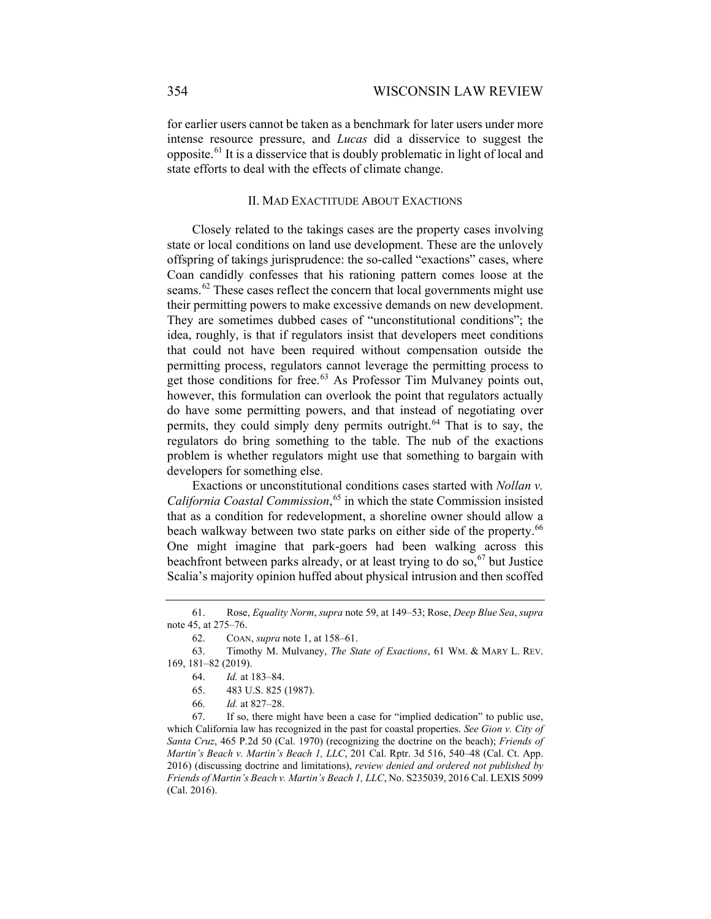for earlier users cannot be taken as a benchmark for later users under more intense resource pressure, and *Lucas* did a disservice to suggest the opposite.[61] It is a disservice that is doubly problematic in light of local and state efforts to deal with the effects of climate change.

## II. Mad Exactitude About Exactions

Closely related to the takings cases are the property cases involving state or local conditions on land use development. These are the unlovely offspring of takings jurisprudence: the so-called "exactions" cases, where Coan candidly confesses that his rationing pattern comes loose at the seams.[62] These cases reflect the concern that local governments might use their permitting powers to make excessive demands on new development. They are sometimes dubbed cases of "unconstitutional conditions"; the idea, roughly, is that if regulators insist that developers meet conditions that could not have been required without compensation outside the permitting process, regulators cannot leverage the permitting process to get those conditions for free.[63] As Professor Tim Mulvaney points out, however, this formulation can overlook the point that regulators actually do have some permitting powers, and that instead of negotiating over permits, they could simply deny permits outright.[64] That is to say, the regulators do bring something to the table. The nub of the exactions problem is whether regulators might use that something to bargain with developers for something else.

Exactions or unconstitutional conditions cases started with *Nollan v. California Coastal Commission*,[65] in which the state Commission insisted that as a condition for redevelopment, a shoreline owner should allow a beach walkway between two state parks on either side of the property.[66] One might imagine that park-goers had been walking across this beachfront between parks already, or at least trying to do so,[67] but Justice Scalia's majority opinion huffed about physical intrusion and then scoffed

---

61. Rose, *Equality Norm*, *supra* note 59, at 149–53; Rose, *Deep Blue Sea*, *supra* note 45, at 275–76.

62. Coan, *supra* note 1, at 158–61.

63. Timothy M. Mulvaney, *The State of Exactions*, 61 Wm. & Mary L. Rev. 169, 181–82 (2019).

64. *Id.* at 183–84.

65. 483 U.S. 825 (1987).

66. *Id.* at 827–28.

67. If so, there might have been a case for "implied dedication" to public use, which California law has recognized in the past for coastal properties. *See Gion v. City of Santa Cruz*, 465 P.2d 50 (Cal. 1970) (recognizing the doctrine on the beach); *Friends of Martin's Beach v. Martin's Beach 1, LLC*, 201 Cal. Rptr. 3d 516, 540–48 (Cal. Ct. App. 2016) (discussing doctrine and limitations), *review denied and ordered not published by Friends of Martin's Beach v. Martin's Beach 1, LLC*, No. S235039, 2016 Cal. LEXIS 5099 (Cal. 2016).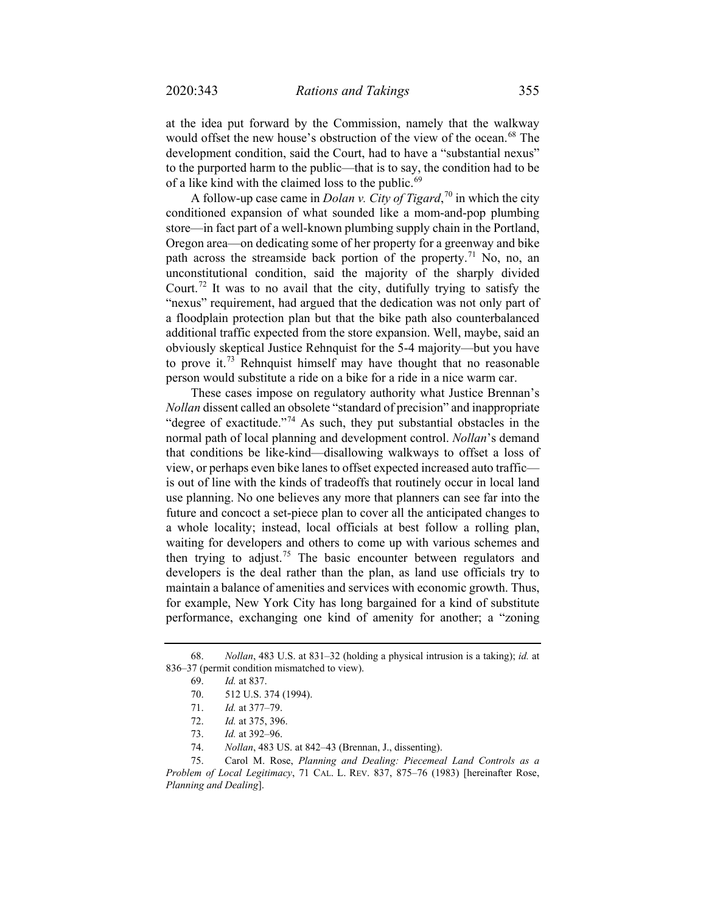at the idea put forward by the Commission, namely that the walkway would offset the new house's obstruction of the view of the ocean.[68] The development condition, said the Court, had to have a "substantial nexus" to the purported harm to the public—that is to say, the condition had to be of a like kind with the claimed loss to the public.[69]

A follow-up case came in *Dolan v. City of Tigard*,[70] in which the city conditioned expansion of what sounded like a mom-and-pop plumbing store—in fact part of a well-known plumbing supply chain in the Portland, Oregon area—on dedicating some of her property for a greenway and bike path across the streamside back portion of the property.[71] No, no, an unconstitutional condition, said the majority of the sharply divided Court.[72] It was to no avail that the city, dutifully trying to satisfy the "nexus" requirement, had argued that the dedication was not only part of a floodplain protection plan but that the bike path also counterbalanced additional traffic expected from the store expansion. Well, maybe, said an obviously skeptical Justice Rehnquist for the 5-4 majority—but you have to prove it.[73] Rehnquist himself may have thought that no reasonable person would substitute a ride on a bike for a ride in a nice warm car.

These cases impose on regulatory authority what Justice Brennan's *Nollan* dissent called an obsolete "standard of precision" and inappropriate "degree of exactitude."[74] As such, they put substantial obstacles in the normal path of local planning and development control. *Nollan*'s demand that conditions be like-kind—disallowing walkways to offset a loss of view, or perhaps even bike lanes to offset expected increased auto traffic—is out of line with the kinds of tradeoffs that routinely occur in local land use planning. No one believes any more that planners can see far into the future and concoct a set-piece plan to cover all the anticipated changes to a whole locality; instead, local officials at best follow a rolling plan, waiting for developers and others to come up with various schemes and then trying to adjust.[75] The basic encounter between regulators and developers is the deal rather than the plan, as land use officials try to maintain a balance of amenities and services with economic growth. Thus, for example, New York City has long bargained for a kind of substitute performance, exchanging one kind of amenity for another; a "zoning

---

68. *Nollan*, 483 U.S. at 831–32 (holding a physical intrusion is a taking); *id.* at 836–37 (permit condition mismatched to view).

69. *Id.* at 837.

70. 512 U.S. 374 (1994).

71. *Id.* at 377–79.

72. *Id.* at 375, 396.

73. *Id.* at 392–96.

74. *Nollan*, 483 US. at 842–43 (Brennan, J., dissenting).

75. Carol M. Rose, *Planning and Dealing: Piecemeal Land Controls as a Problem of Local Legitimacy*, 71 CAL. L. REV. 837, 875–76 (1983) [hereinafter Rose, *Planning and Dealing*].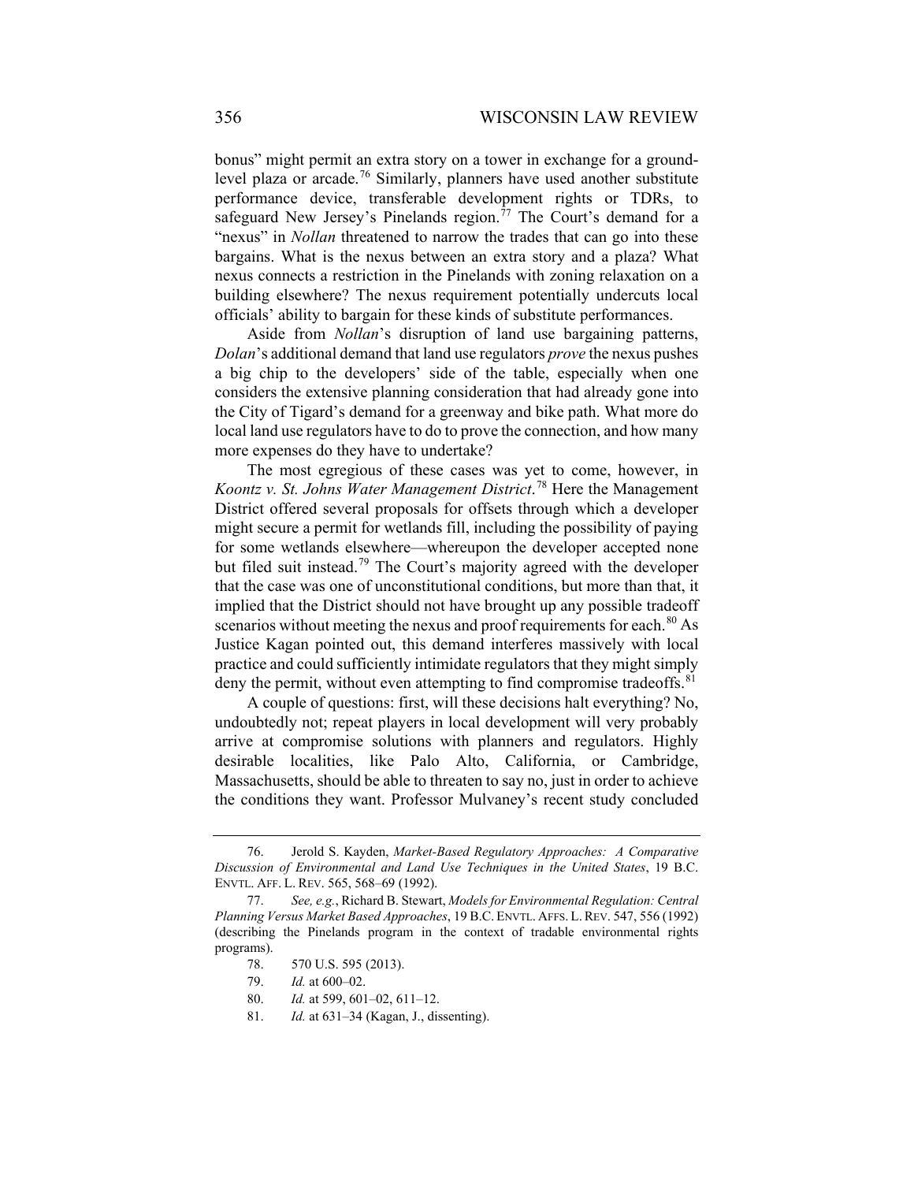bonus" might permit an extra story on a tower in exchange for a ground-level plaza or arcade.[76] Similarly, planners have used another substitute performance device, transferable development rights or TDRs, to safeguard New Jersey's Pinelands region.[77] The Court's demand for a "nexus" in *Nollan* threatened to narrow the trades that can go into these bargains. What is the nexus between an extra story and a plaza? What nexus connects a restriction in the Pinelands with zoning relaxation on a building elsewhere? The nexus requirement potentially undercuts local officials' ability to bargain for these kinds of substitute performances.

Aside from *Nollan*'s disruption of land use bargaining patterns, *Dolan*'s additional demand that land use regulators *prove* the nexus pushes a big chip to the developers' side of the table, especially when one considers the extensive planning consideration that had already gone into the City of Tigard's demand for a greenway and bike path. What more do local land use regulators have to do to prove the connection, and how many more expenses do they have to undertake?

The most egregious of these cases was yet to come, however, in *Koontz v. St. Johns Water Management District*.[78] Here the Management District offered several proposals for offsets through which a developer might secure a permit for wetlands fill, including the possibility of paying for some wetlands elsewhere—whereupon the developer accepted none but filed suit instead.[79] The Court's majority agreed with the developer that the case was one of unconstitutional conditions, but more than that, it implied that the District should not have brought up any possible tradeoff scenarios without meeting the nexus and proof requirements for each.[80] As Justice Kagan pointed out, this demand interferes massively with local practice and could sufficiently intimidate regulators that they might simply deny the permit, without even attempting to find compromise tradeoffs.[81]

A couple of questions: first, will these decisions halt everything? No, undoubtedly not; repeat players in local development will very probably arrive at compromise solutions with planners and regulators. Highly desirable localities, like Palo Alto, California, or Cambridge, Massachusetts, should be able to threaten to say no, just in order to achieve the conditions they want. Professor Mulvaney's recent study concluded

---

76. Jerold S. Kayden, *Market-Based Regulatory Approaches: A Comparative Discussion of Environmental and Land Use Techniques in the United States*, 19 B.C. ENVTL. AFF. L. REV. 565, 568–69 (1992).

77. *See, e.g.*, Richard B. Stewart, *Models for Environmental Regulation: Central Planning Versus Market Based Approaches*, 19 B.C. ENVTL. AFFS. L. REV. 547, 556 (1992) (describing the Pinelands program in the context of tradable environmental rights programs).

78. 570 U.S. 595 (2013).

79. *Id.* at 600–02.

80. *Id.* at 599, 601–02, 611–12.

81. *Id.* at 631–34 (Kagan, J., dissenting).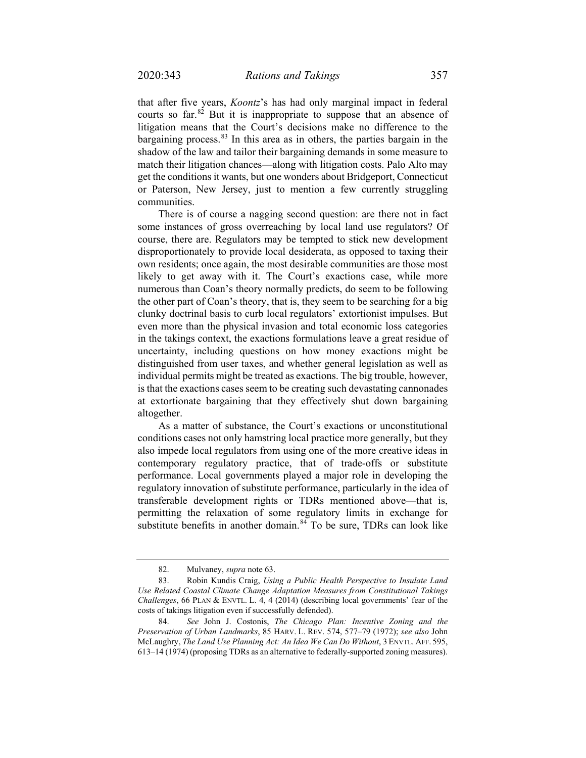that after five years, *Koontz*'s has had only marginal impact in federal courts so far.[82] But it is inappropriate to suppose that an absence of litigation means that the Court's decisions make no difference to the bargaining process.[83] In this area as in others, the parties bargain in the shadow of the law and tailor their bargaining demands in some measure to match their litigation chances—along with litigation costs. Palo Alto may get the conditions it wants, but one wonders about Bridgeport, Connecticut or Paterson, New Jersey, just to mention a few currently struggling communities.

There is of course a nagging second question: are there not in fact some instances of gross overreaching by local land use regulators? Of course, there are. Regulators may be tempted to stick new development disproportionately to provide local desiderata, as opposed to taxing their own residents; once again, the most desirable communities are those most likely to get away with it. The Court's exactions case, while more numerous than Coan's theory normally predicts, do seem to be following the other part of Coan's theory, that is, they seem to be searching for a big clunky doctrinal basis to curb local regulators' extortionist impulses. But even more than the physical invasion and total economic loss categories in the takings context, the exactions formulations leave a great residue of uncertainty, including questions on how money exactions might be distinguished from user taxes, and whether general legislation as well as individual permits might be treated as exactions. The big trouble, however, is that the exactions cases seem to be creating such devastating cannonades at extortionate bargaining that they effectively shut down bargaining altogether.

As a matter of substance, the Court's exactions or unconstitutional conditions cases not only hamstring local practice more generally, but they also impede local regulators from using one of the more creative ideas in contemporary regulatory practice, that of trade-offs or substitute performance. Local governments played a major role in developing the regulatory innovation of substitute performance, particularly in the idea of transferable development rights or TDRs mentioned above—that is, permitting the relaxation of some regulatory limits in exchange for substitute benefits in another domain.[84] To be sure, TDRs can look like

82. Mulvaney, *supra* note 63.

83. Robin Kundis Craig, *Using a Public Health Perspective to Insulate Land Use Related Coastal Climate Change Adaptation Measures from Constitutional Takings Challenges*, 66 PLAN & ENVTL. L. 4, 4 (2014) (describing local governments' fear of the costs of takings litigation even if successfully defended).

84. *See* John J. Costonis, *The Chicago Plan: Incentive Zoning and the Preservation of Urban Landmarks*, 85 HARV. L. REV. 574, 577–79 (1972); *see also* John McLaughry, *The Land Use Planning Act: An Idea We Can Do Without*, 3 ENVTL. AFF. 595, 613–14 (1974) (proposing TDRs as an alternative to federally-supported zoning measures).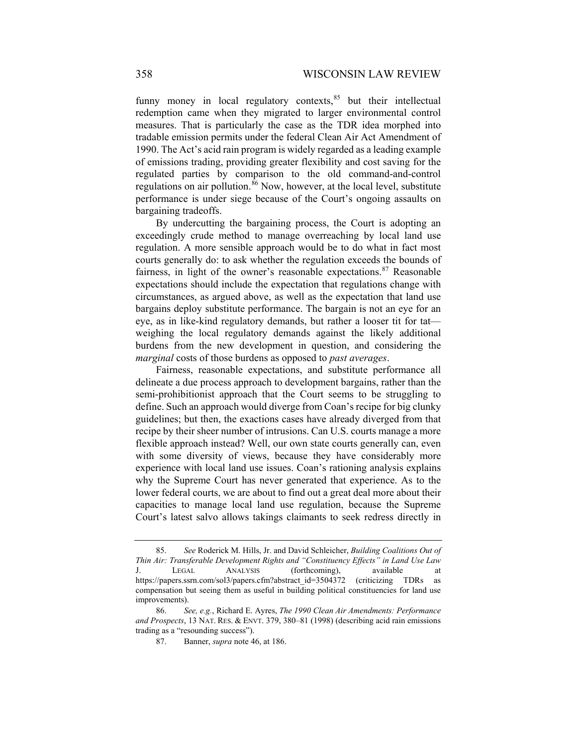funny money in local regulatory contexts,[85] but their intellectual redemption came when they migrated to larger environmental control measures. That is particularly the case as the TDR idea morphed into tradable emission permits under the federal Clean Air Act Amendment of 1990. The Act's acid rain program is widely regarded as a leading example of emissions trading, providing greater flexibility and cost saving for the regulated parties by comparison to the old command-and-control regulations on air pollution.[86] Now, however, at the local level, substitute performance is under siege because of the Court's ongoing assaults on bargaining tradeoffs.

By undercutting the bargaining process, the Court is adopting an exceedingly crude method to manage overreaching by local land use regulation. A more sensible approach would be to do what in fact most courts generally do: to ask whether the regulation exceeds the bounds of fairness, in light of the owner's reasonable expectations.[87] Reasonable expectations should include the expectation that regulations change with circumstances, as argued above, as well as the expectation that land use bargains deploy substitute performance. The bargain is not an eye for an eye, as in like-kind regulatory demands, but rather a looser tit for tat—weighing the local regulatory demands against the likely additional burdens from the new development in question, and considering the *marginal* costs of those burdens as opposed to *past averages*.

Fairness, reasonable expectations, and substitute performance all delineate a due process approach to development bargains, rather than the semi-prohibitionist approach that the Court seems to be struggling to define. Such an approach would diverge from Coan's recipe for big clunky guidelines; but then, the exactions cases have already diverged from that recipe by their sheer number of intrusions. Can U.S. courts manage a more flexible approach instead? Well, our own state courts generally can, even with some diversity of views, because they have considerably more experience with local land use issues. Coan's rationing analysis explains why the Supreme Court has never generated that experience. As to the lower federal courts, we are about to find out a great deal more about their capacities to manage local land use regulation, because the Supreme Court's latest salvo allows takings claimants to seek redress directly in

---

85. *See* Roderick M. Hills, Jr. and David Schleicher, *Building Coalitions Out of Thin Air: Transferable Development Rights and "Constituency Effects" in Land Use Law* J. LEGAL ANALYSIS (forthcoming), available at https://papers.ssrn.com/sol3/papers.cfm?abstract_id=3504372 (criticizing TDRs as compensation but seeing them as useful in building political constituencies for land use improvements).

86. *See, e.g.*, Richard E. Ayres, *The 1990 Clean Air Amendments: Performance and Prospects*, 13 NAT. RES. & ENVT. 379, 380–81 (1998) (describing acid rain emissions trading as a "resounding success").

87. Banner, *supra* note 46, at 186.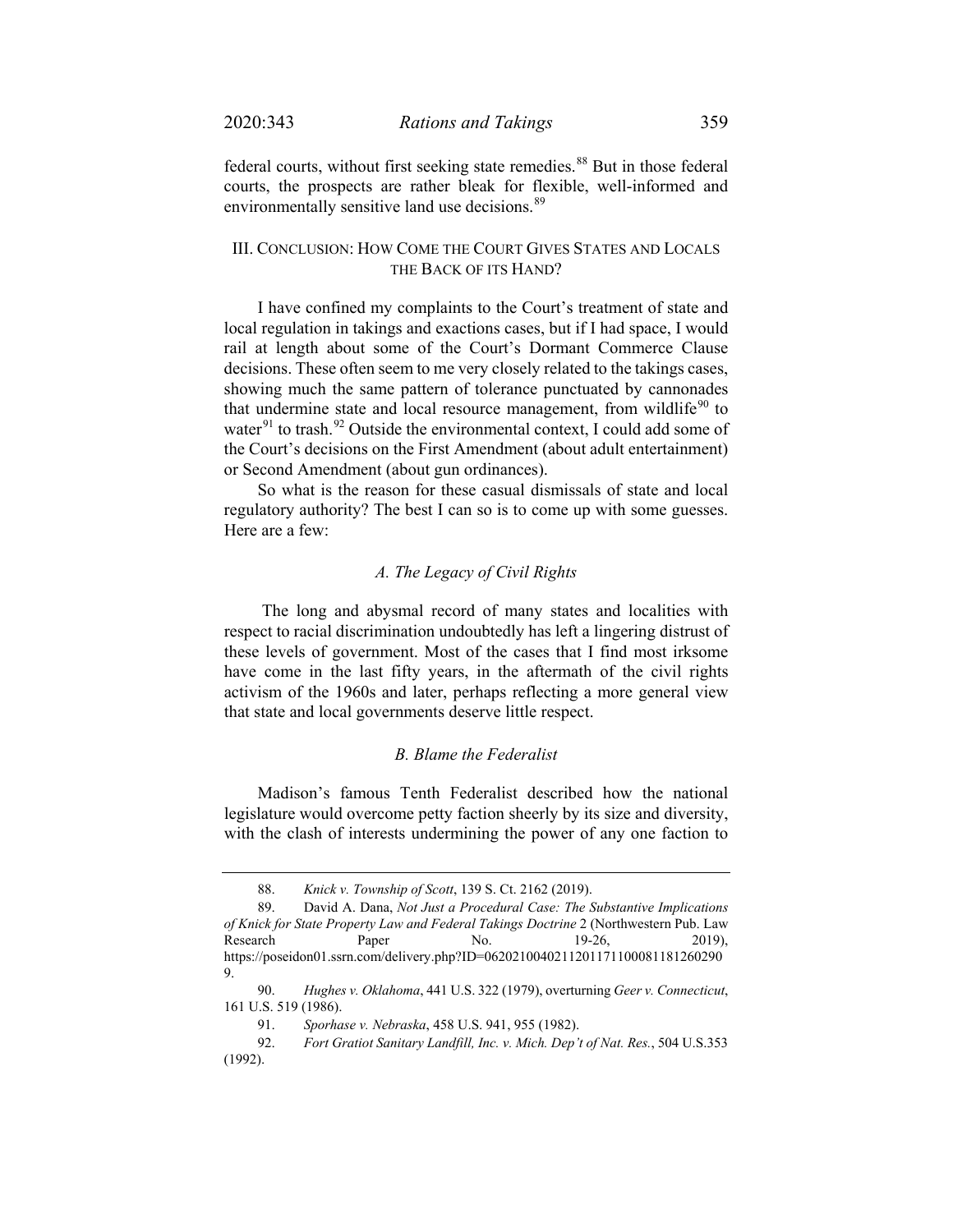federal courts, without first seeking state remedies.[88] But in those federal courts, the prospects are rather bleak for flexible, well-informed and environmentally sensitive land use decisions.[89]

## III. Conclusion: How Come the Court Gives States and Locals the Back of its Hand?

I have confined my complaints to the Court's treatment of state and local regulation in takings and exactions cases, but if I had space, I would rail at length about some of the Court's Dormant Commerce Clause decisions. These often seem to me very closely related to the takings cases, showing much the same pattern of tolerance punctuated by cannonades that undermine state and local resource management, from wildlife[90] to water[91] to trash.[92] Outside the environmental context, I could add some of the Court's decisions on the First Amendment (about adult entertainment) or Second Amendment (about gun ordinances).

So what is the reason for these casual dismissals of state and local regulatory authority? The best I can so is to come up with some guesses. Here are a few:

### *A. The Legacy of Civil Rights*

The long and abysmal record of many states and localities with respect to racial discrimination undoubtedly has left a lingering distrust of these levels of government. Most of the cases that I find most irksome have come in the last fifty years, in the aftermath of the civil rights activism of the 1960s and later, perhaps reflecting a more general view that state and local governments deserve little respect.

### *B. Blame the Federalist*

Madison's famous Tenth Federalist described how the national legislature would overcome petty faction sheerly by its size and diversity, with the clash of interests undermining the power of any one faction to

---

88. *Knick v. Township of Scott*, 139 S. Ct. 2162 (2019).

89. David A. Dana, *Not Just a Procedural Case: The Substantive Implications of Knick for State Property Law and Federal Takings Doctrine* 2 (Northwestern Pub. Law Research Paper No. 19-26, 2019), https://poseidon01.ssrn.com/delivery.php?ID=0620210040211201171100081181260290 9.

90. *Hughes v. Oklahoma*, 441 U.S. 322 (1979), overturning *Geer v. Connecticut*, 161 U.S. 519 (1986).

91. *Sporhase v. Nebraska*, 458 U.S. 941, 955 (1982).

92. *Fort Gratiot Sanitary Landfill, Inc. v. Mich. Dep't of Nat. Res.*, 504 U.S.353 (1992).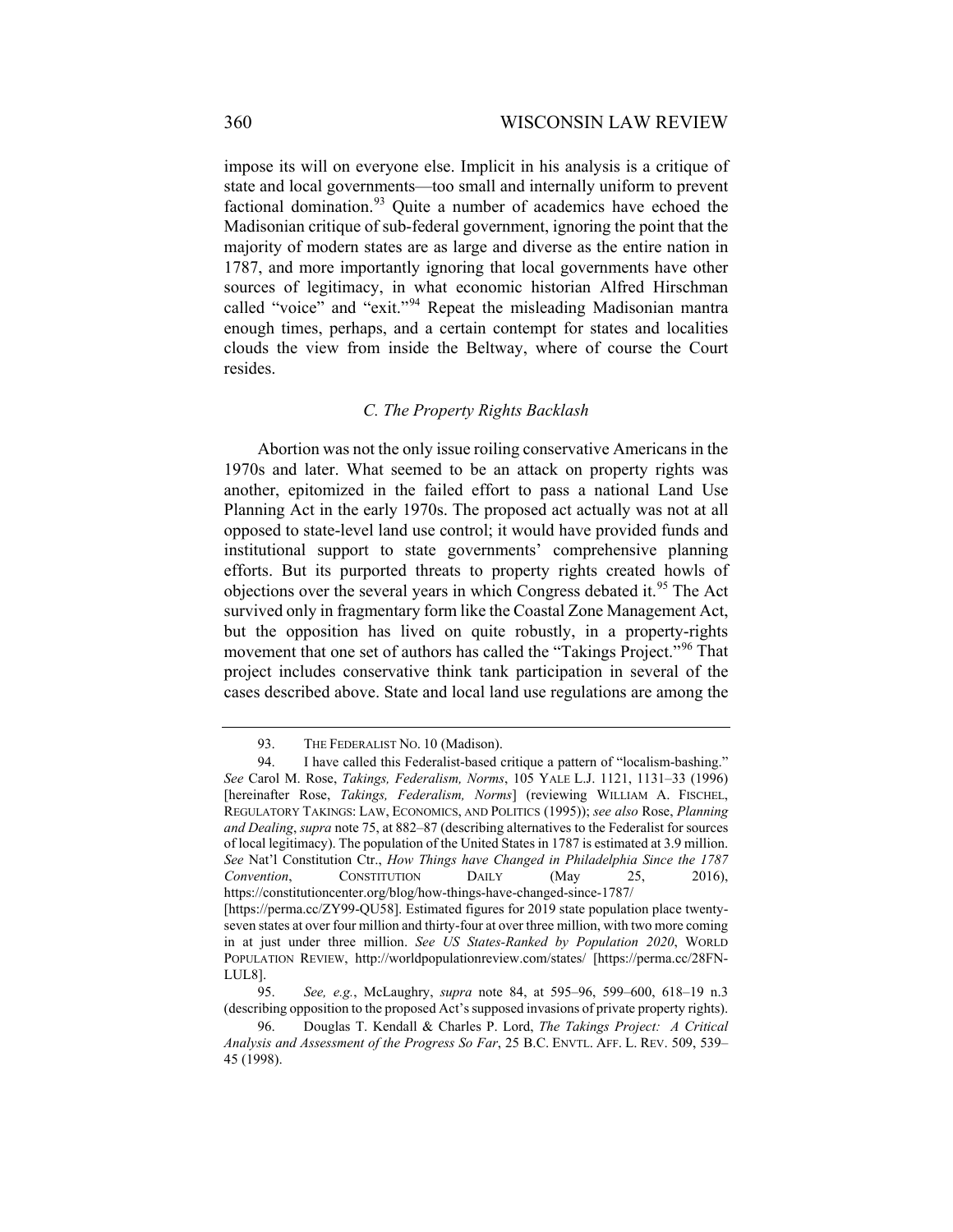impose its will on everyone else. Implicit in his analysis is a critique of state and local governments—too small and internally uniform to prevent factional domination.[93] Quite a number of academics have echoed the Madisonian critique of sub-federal government, ignoring the point that the majority of modern states are as large and diverse as the entire nation in 1787, and more importantly ignoring that local governments have other sources of legitimacy, in what economic historian Alfred Hirschman called "voice" and "exit."[94] Repeat the misleading Madisonian mantra enough times, perhaps, and a certain contempt for states and localities clouds the view from inside the Beltway, where of course the Court resides.

### *C. The Property Rights Backlash*

Abortion was not the only issue roiling conservative Americans in the 1970s and later. What seemed to be an attack on property rights was another, epitomized in the failed effort to pass a national Land Use Planning Act in the early 1970s. The proposed act actually was not at all opposed to state-level land use control; it would have provided funds and institutional support to state governments' comprehensive planning efforts. But its purported threats to property rights created howls of objections over the several years in which Congress debated it.[95] The Act survived only in fragmentary form like the Coastal Zone Management Act, but the opposition has lived on quite robustly, in a property-rights movement that one set of authors has called the "Takings Project."[96] That project includes conservative think tank participation in several of the cases described above. State and local land use regulations are among the

---

93. THE FEDERALIST NO. 10 (Madison).

94. I have called this Federalist-based critique a pattern of "localism-bashing." *See* Carol M. Rose, *Takings, Federalism, Norms*, 105 YALE L.J. 1121, 1131–33 (1996) [hereinafter Rose, *Takings, Federalism, Norms*] (reviewing WILLIAM A. FISCHEL, REGULATORY TAKINGS: LAW, ECONOMICS, AND POLITICS (1995)); *see also* Rose, *Planning and Dealing*, *supra* note 75, at 882–87 (describing alternatives to the Federalist for sources of local legitimacy). The population of the United States in 1787 is estimated at 3.9 million. *See* Nat'l Constitution Ctr., *How Things have Changed in Philadelphia Since the 1787 Convention*, CONSTITUTION DAILY (May 25, 2016), https://constitutioncenter.org/blog/how-things-have-changed-since-1787/ [https://perma.cc/ZY99-QU58]. Estimated figures for 2019 state population place twenty-seven states at over four million and thirty-four at over three million, with two more coming in at just under three million. *See US States-Ranked by Population 2020*, WORLD POPULATION REVIEW, http://worldpopulationreview.com/states/ [https://perma.cc/28FN-LUL8].

95. *See, e.g.*, McLaughry, *supra* note 84, at 595–96, 599–600, 618–19 n.3 (describing opposition to the proposed Act's supposed invasions of private property rights).

96. Douglas T. Kendall & Charles P. Lord, *The Takings Project: A Critical Analysis and Assessment of the Progress So Far*, 25 B.C. ENVTL. AFF. L. REV. 509, 539–45 (1998).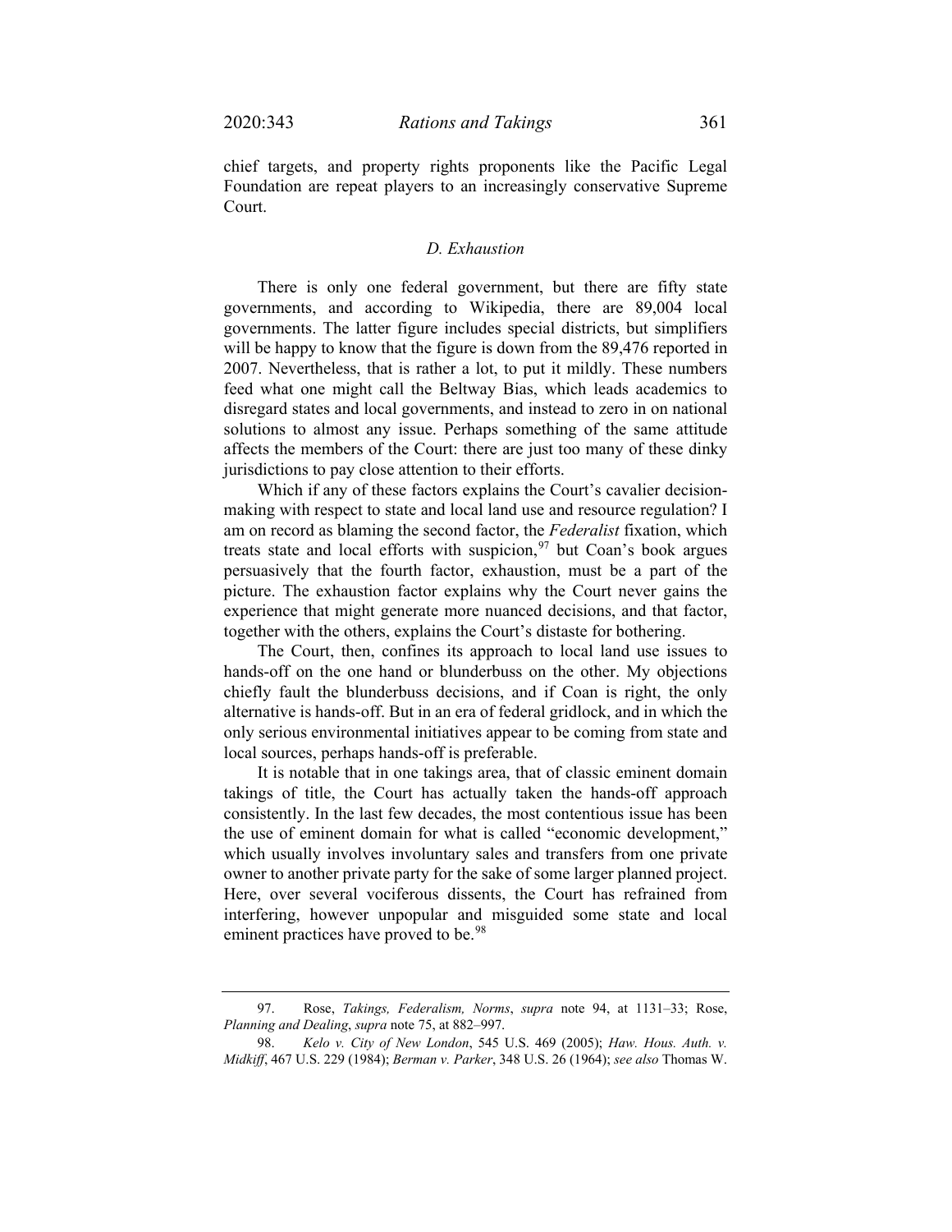chief targets, and property rights proponents like the Pacific Legal Foundation are repeat players to an increasingly conservative Supreme Court.

### *D. Exhaustion*

There is only one federal government, but there are fifty state governments, and according to Wikipedia, there are 89,004 local governments. The latter figure includes special districts, but simplifiers will be happy to know that the figure is down from the 89,476 reported in 2007. Nevertheless, that is rather a lot, to put it mildly. These numbers feed what one might call the Beltway Bias, which leads academics to disregard states and local governments, and instead to zero in on national solutions to almost any issue. Perhaps something of the same attitude affects the members of the Court: there are just too many of these dinky jurisdictions to pay close attention to their efforts.

Which if any of these factors explains the Court's cavalier decision-making with respect to state and local land use and resource regulation? I am on record as blaming the second factor, the *Federalist* fixation, which treats state and local efforts with suspicion,[97] but Coan's book argues persuasively that the fourth factor, exhaustion, must be a part of the picture. The exhaustion factor explains why the Court never gains the experience that might generate more nuanced decisions, and that factor, together with the others, explains the Court's distaste for bothering.

The Court, then, confines its approach to local land use issues to hands-off on the one hand or blunderbuss on the other. My objections chiefly fault the blunderbuss decisions, and if Coan is right, the only alternative is hands-off. But in an era of federal gridlock, and in which the only serious environmental initiatives appear to be coming from state and local sources, perhaps hands-off is preferable.

It is notable that in one takings area, that of classic eminent domain takings of title, the Court has actually taken the hands-off approach consistently. In the last few decades, the most contentious issue has been the use of eminent domain for what is called "economic development," which usually involves involuntary sales and transfers from one private owner to another private party for the sake of some larger planned project. Here, over several vociferous dissents, the Court has refrained from interfering, however unpopular and misguided some state and local eminent practices have proved to be.[98]

---

97. Rose, *Takings, Federalism, Norms*, *supra* note 94, at 1131–33; Rose, *Planning and Dealing*, *supra* note 75, at 882–997.

98. *Kelo v. City of New London*, 545 U.S. 469 (2005); *Haw. Hous. Auth. v. Midkiff*, 467 U.S. 229 (1984); *Berman v. Parker*, 348 U.S. 26 (1964); *see also* Thomas W.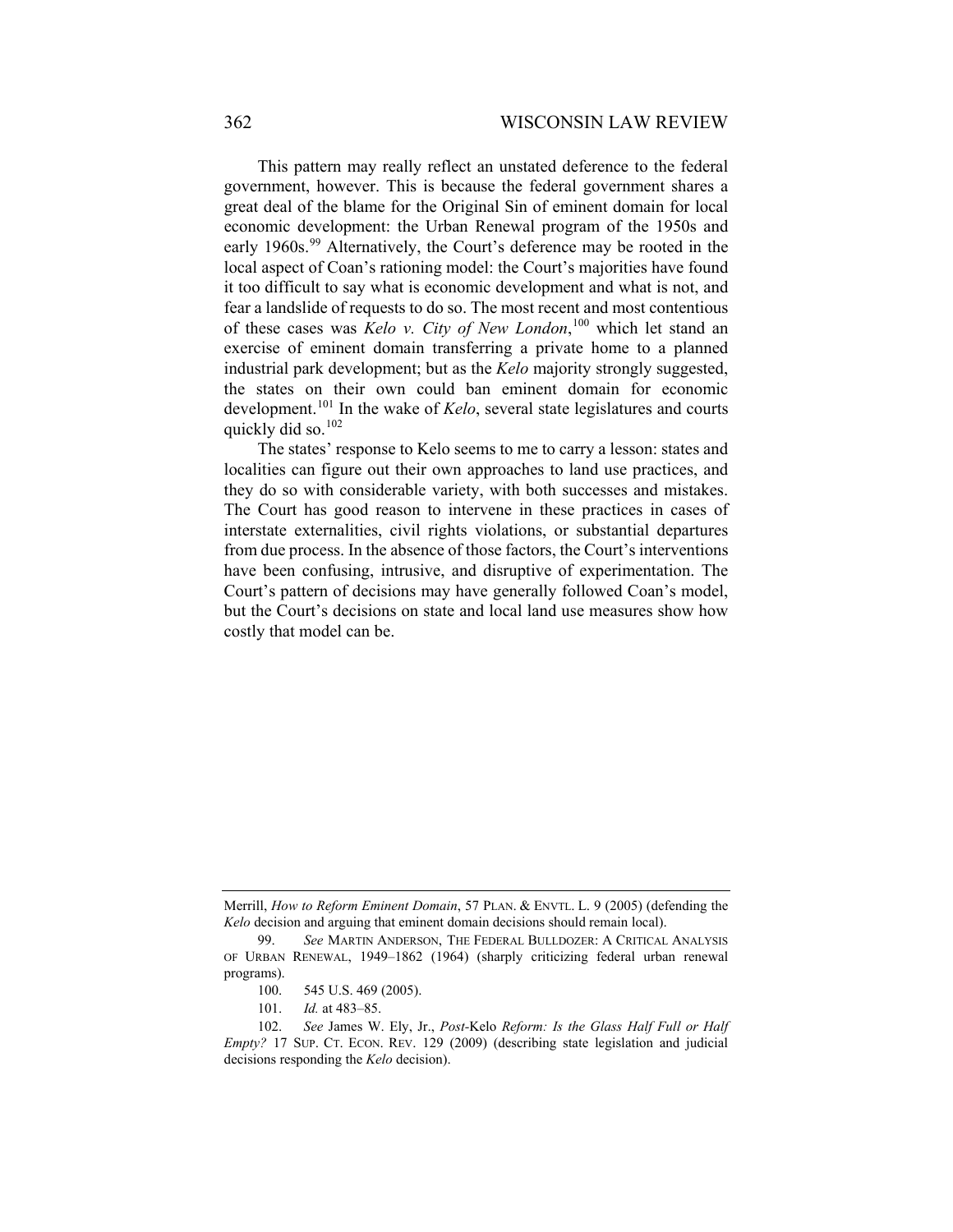This pattern may really reflect an unstated deference to the federal government, however. This is because the federal government shares a great deal of the blame for the Original Sin of eminent domain for local economic development: the Urban Renewal program of the 1950s and early 1960s.[99] Alternatively, the Court's deference may be rooted in the local aspect of Coan's rationing model: the Court's majorities have found it too difficult to say what is economic development and what is not, and fear a landslide of requests to do so. The most recent and most contentious of these cases was *Kelo v. City of New London*,[100] which let stand an exercise of eminent domain transferring a private home to a planned industrial park development; but as the *Kelo* majority strongly suggested, the states on their own could ban eminent domain for economic development.[101] In the wake of *Kelo*, several state legislatures and courts quickly did so.[102]

The states' response to Kelo seems to me to carry a lesson: states and localities can figure out their own approaches to land use practices, and they do so with considerable variety, with both successes and mistakes. The Court has good reason to intervene in these practices in cases of interstate externalities, civil rights violations, or substantial departures from due process. In the absence of those factors, the Court's interventions have been confusing, intrusive, and disruptive of experimentation. The Court's pattern of decisions may have generally followed Coan's model, but the Court's decisions on state and local land use measures show how costly that model can be.

---

Merrill, *How to Reform Eminent Domain*, 57 PLAN. & ENVTL. L. 9 (2005) (defending the *Kelo* decision and arguing that eminent domain decisions should remain local).

99. *See* MARTIN ANDERSON, THE FEDERAL BULLDOZER: A CRITICAL ANALYSIS OF URBAN RENEWAL, 1949–1862 (1964) (sharply criticizing federal urban renewal programs).

100. 545 U.S. 469 (2005).

101. *Id.* at 483–85.

102. *See* James W. Ely, Jr., *Post-*Kelo *Reform: Is the Glass Half Full or Half Empty?* 17 SUP. CT. ECON. REV. 129 (2009) (describing state legislation and judicial decisions responding the *Kelo* decision).